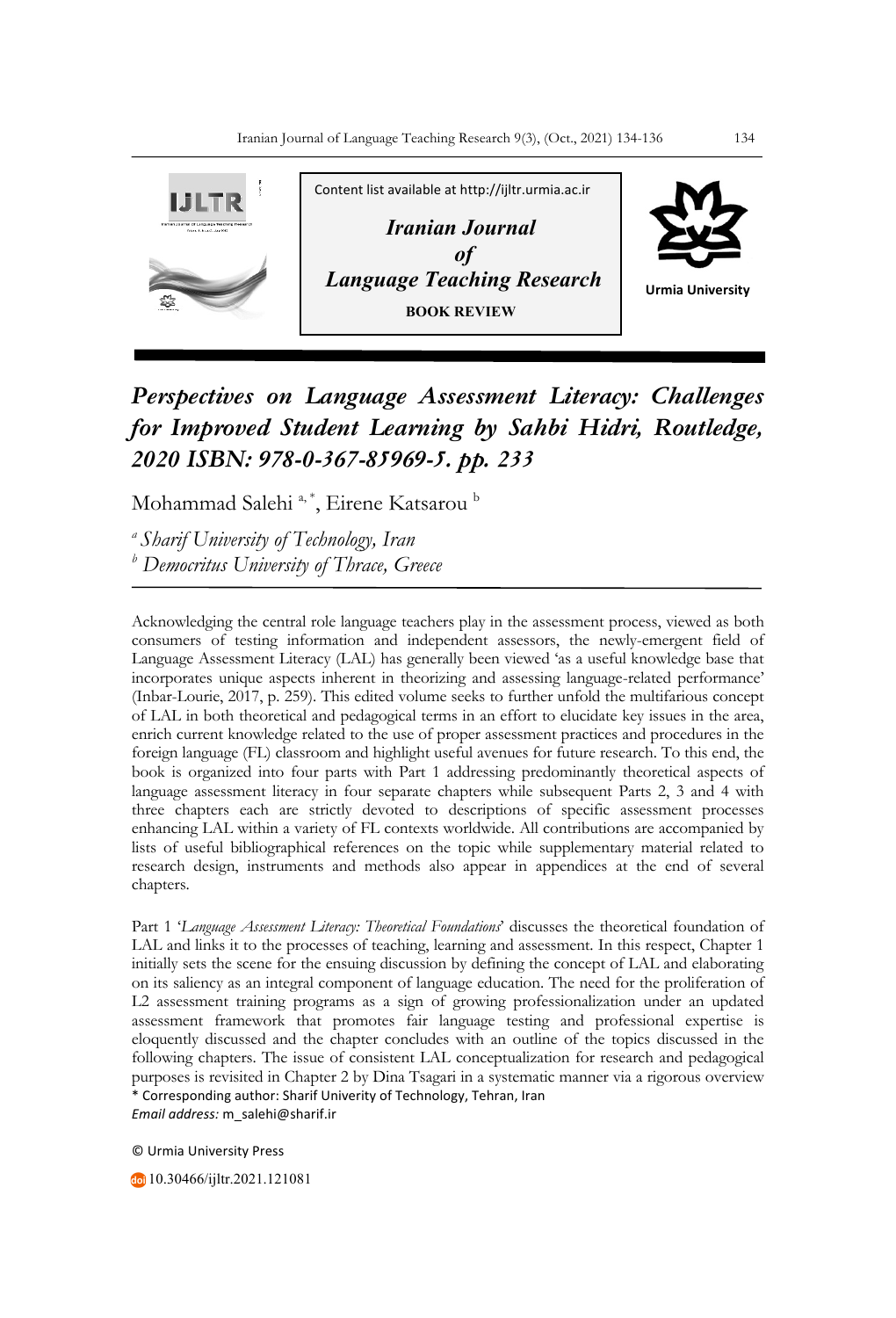Content list available at http://ijltr.urmia.ac.ir

*Iranian Journal of Language Teaching Research*

**BOOK REVIEW**

Urmia University

# *Perspectives on Language Assessment Literacy: Challenges for Improved Student Learning by Sahbi Hidri, Routledge, 2020 ISBN: 978-0-367-85969-5. pp. 233*

Mohammad Salehi [a, *], Eirene Katsarou [b]

[a] *Sharif University of Technology, Iran*
[b] *Democritus University of Thrace, Greece*

---

Acknowledging the central role language teachers play in the assessment process, viewed as both consumers of testing information and independent assessors, the newly-emergent field of Language Assessment Literacy (LAL) has generally been viewed 'as a useful knowledge base that incorporates unique aspects inherent in theorizing and assessing language-related performance' (Inbar-Lourie, 2017, p. 259). This edited volume seeks to further unfold the multifarious concept of LAL in both theoretical and pedagogical terms in an effort to elucidate key issues in the area, enrich current knowledge related to the use of proper assessment practices and procedures in the foreign language (FL) classroom and highlight useful avenues for future research. To this end, the book is organized into four parts with Part 1 addressing predominantly theoretical aspects of language assessment literacy in four separate chapters while subsequent Parts 2, 3 and 4 with three chapters each are strictly devoted to descriptions of specific assessment processes enhancing LAL within a variety of FL contexts worldwide. All contributions are accompanied by lists of useful bibliographical references on the topic while supplementary material related to research design, instruments and methods also appear in appendices at the end of several chapters.

Part 1 '*Language Assessment Literacy: Theoretical Foundations*' discusses the theoretical foundation of LAL and links it to the processes of teaching, learning and assessment. In this respect, Chapter 1 initially sets the scene for the ensuing discussion by defining the concept of LAL and elaborating on its saliency as an integral component of language education. The need for the proliferation of L2 assessment training programs as a sign of growing professionalization under an updated assessment framework that promotes fair language testing and professional expertise is eloquently discussed and the chapter concludes with an outline of the topics discussed in the following chapters. The issue of consistent LAL conceptualization for research and pedagogical purposes is revisited in Chapter 2 by Dina Tsagari in a systematic manner via a rigorous overview

\* Corresponding author: Sharif Univerity of Technology, Tehran, Iran
*Email address:* m_salehi@sharif.ir

© Urmia University Press

10.30466/ijltr.2021.121081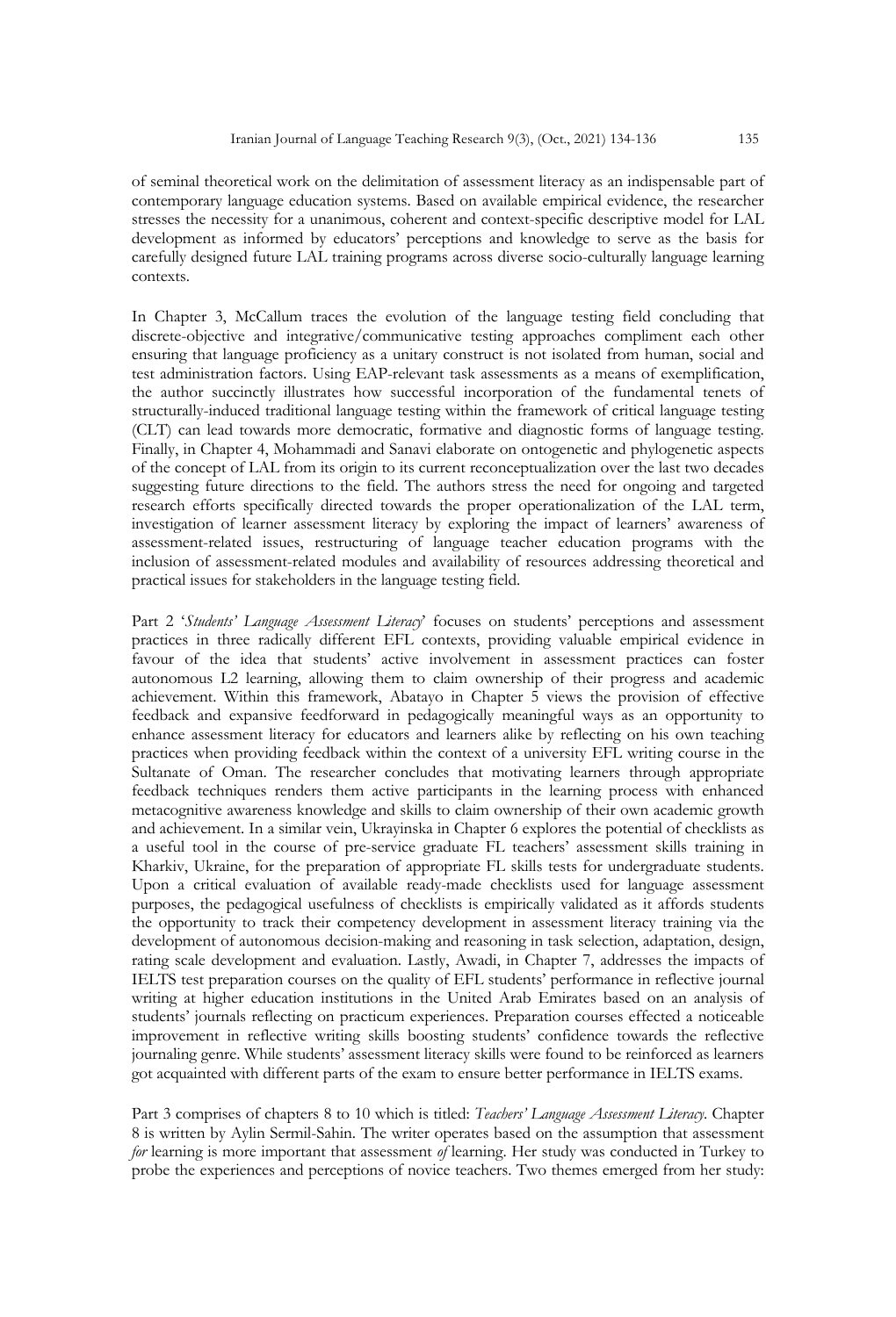of seminal theoretical work on the delimitation of assessment literacy as an indispensable part of contemporary language education systems. Based on available empirical evidence, the researcher stresses the necessity for a unanimous, coherent and context-specific descriptive model for LAL development as informed by educators' perceptions and knowledge to serve as the basis for carefully designed future LAL training programs across diverse socio-culturally language learning contexts.

In Chapter 3, McCallum traces the evolution of the language testing field concluding that discrete-objective and integrative/communicative testing approaches compliment each other ensuring that language proficiency as a unitary construct is not isolated from human, social and test administration factors. Using EAP-relevant task assessments as a means of exemplification, the author succinctly illustrates how successful incorporation of the fundamental tenets of structurally-induced traditional language testing within the framework of critical language testing (CLT) can lead towards more democratic, formative and diagnostic forms of language testing. Finally, in Chapter 4, Mohammadi and Sanavi elaborate on ontogenetic and phylogenetic aspects of the concept of LAL from its origin to its current reconceptualization over the last two decades suggesting future directions to the field. The authors stress the need for ongoing and targeted research efforts specifically directed towards the proper operationalization of the LAL term, investigation of learner assessment literacy by exploring the impact of learners' awareness of assessment-related issues, restructuring of language teacher education programs with the inclusion of assessment-related modules and availability of resources addressing theoretical and practical issues for stakeholders in the language testing field.

Part 2 '*Students' Language Assessment Literacy*' focuses on students' perceptions and assessment practices in three radically different EFL contexts, providing valuable empirical evidence in favour of the idea that students' active involvement in assessment practices can foster autonomous L2 learning, allowing them to claim ownership of their progress and academic achievement. Within this framework, Abatayo in Chapter 5 views the provision of effective feedback and expansive feedforward in pedagogically meaningful ways as an opportunity to enhance assessment literacy for educators and learners alike by reflecting on his own teaching practices when providing feedback within the context of a university EFL writing course in the Sultanate of Oman. The researcher concludes that motivating learners through appropriate feedback techniques renders them active participants in the learning process with enhanced metacognitive awareness knowledge and skills to claim ownership of their own academic growth and achievement. In a similar vein, Ukrayinska in Chapter 6 explores the potential of checklists as a useful tool in the course of pre-service graduate FL teachers' assessment skills training in Kharkiv, Ukraine, for the preparation of appropriate FL skills tests for undergraduate students. Upon a critical evaluation of available ready-made checklists used for language assessment purposes, the pedagogical usefulness of checklists is empirically validated as it affords students the opportunity to track their competency development in assessment literacy training via the development of autonomous decision-making and reasoning in task selection, adaptation, design, rating scale development and evaluation. Lastly, Awadi, in Chapter 7, addresses the impacts of IELTS test preparation courses on the quality of EFL students' performance in reflective journal writing at higher education institutions in the United Arab Emirates based on an analysis of students' journals reflecting on practicum experiences. Preparation courses effected a noticeable improvement in reflective writing skills boosting students' confidence towards the reflective journaling genre. While students' assessment literacy skills were found to be reinforced as learners got acquainted with different parts of the exam to ensure better performance in IELTS exams.

Part 3 comprises of chapters 8 to 10 which is titled: *Teachers' Language Assessment Literacy*. Chapter 8 is written by Aylin Sermil-Sahin. The writer operates based on the assumption that assessment *for* learning is more important that assessment *of* learning. Her study was conducted in Turkey to probe the experiences and perceptions of novice teachers. Two themes emerged from her study: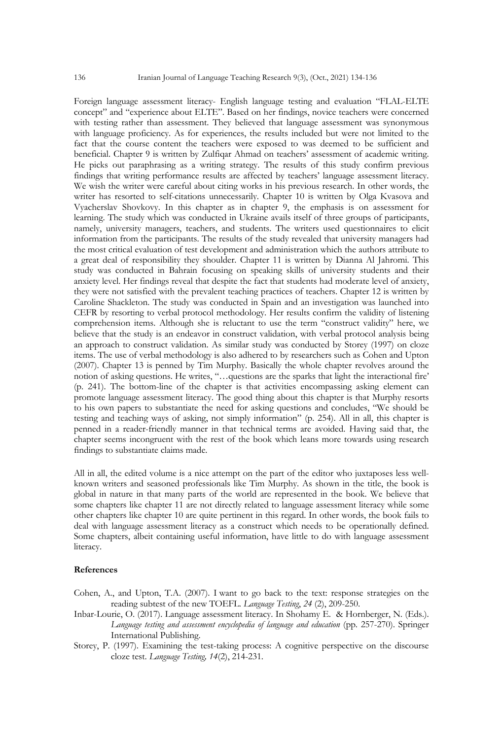Foreign language assessment literacy- English language testing and evaluation "FLAL-ELTE concept" and "experience about ELTE". Based on her findings, novice teachers were concerned with testing rather than assessment. They believed that language assessment was synonymous with language proficiency. As for experiences, the results included but were not limited to the fact that the course content the teachers were exposed to was deemed to be sufficient and beneficial. Chapter 9 is written by Zulfiqar Ahmad on teachers' assessment of academic writing. He picks out paraphrasing as a writing strategy. The results of this study confirm previous findings that writing performance results are affected by teachers' language assessment literacy. We wish the writer were careful about citing works in his previous research. In other words, the writer has resorted to self-citations unnecessarily. Chapter 10 is written by Olga Kvasova and Vyacherslav Shovkovy. In this chapter as in chapter 9, the emphasis is on assessment for learning. The study which was conducted in Ukraine avails itself of three groups of participants, namely, university managers, teachers, and students. The writers used questionnaires to elicit information from the participants. The results of the study revealed that university managers had the most critical evaluation of test development and administration which the authors attribute to a great deal of responsibility they shoulder. Chapter 11 is written by Dianna Al Jahromi. This study was conducted in Bahrain focusing on speaking skills of university students and their anxiety level. Her findings reveal that despite the fact that students had moderate level of anxiety, they were not satisfied with the prevalent teaching practices of teachers. Chapter 12 is written by Caroline Shackleton. The study was conducted in Spain and an investigation was launched into CEFR by resorting to verbal protocol methodology. Her results confirm the validity of listening comprehension items. Although she is reluctant to use the term "construct validity" here, we believe that the study is an endeavor in construct validation, with verbal protocol analysis being an approach to construct validation. As similar study was conducted by Storey (1997) on cloze items. The use of verbal methodology is also adhered to by researchers such as Cohen and Upton (2007). Chapter 13 is penned by Tim Murphy. Basically the whole chapter revolves around the notion of asking questions. He writes, "…questions are the sparks that light the interactional fire' (p. 241). The bottom-line of the chapter is that activities encompassing asking element can promote language assessment literacy. The good thing about this chapter is that Murphy resorts to his own papers to substantiate the need for asking questions and concludes, "We should be testing and teaching ways of asking, not simply information" (p. 254). All in all, this chapter is penned in a reader-friendly manner in that technical terms are avoided. Having said that, the chapter seems incongruent with the rest of the book which leans more towards using research findings to substantiate claims made.

All in all, the edited volume is a nice attempt on the part of the editor who juxtaposes less well-known writers and seasoned professionals like Tim Murphy. As shown in the title, the book is global in nature in that many parts of the world are represented in the book. We believe that some chapters like chapter 11 are not directly related to language assessment literacy while some other chapters like chapter 10 are quite pertinent in this regard. In other words, the book fails to deal with language assessment literacy as a construct which needs to be operationally defined. Some chapters, albeit containing useful information, have little to do with language assessment literacy.

## References

Cohen, A., and Upton, T.A. (2007). I want to go back to the text: response strategies on the reading subtest of the new TOEFL. *Language Testing*, *24* (2), 209-250.

Inbar-Lourie, O. (2017). Language assessment literacy. In Shohamy E. & Hornberger, N. (Eds.). *Language testing and assessment encyclopedia of language and education* (pp. 257-270). Springer International Publishing.

Storey, P. (1997). Examining the test-taking process: A cognitive perspective on the discourse cloze test. *Language Testing, 14*(2), 214-231.